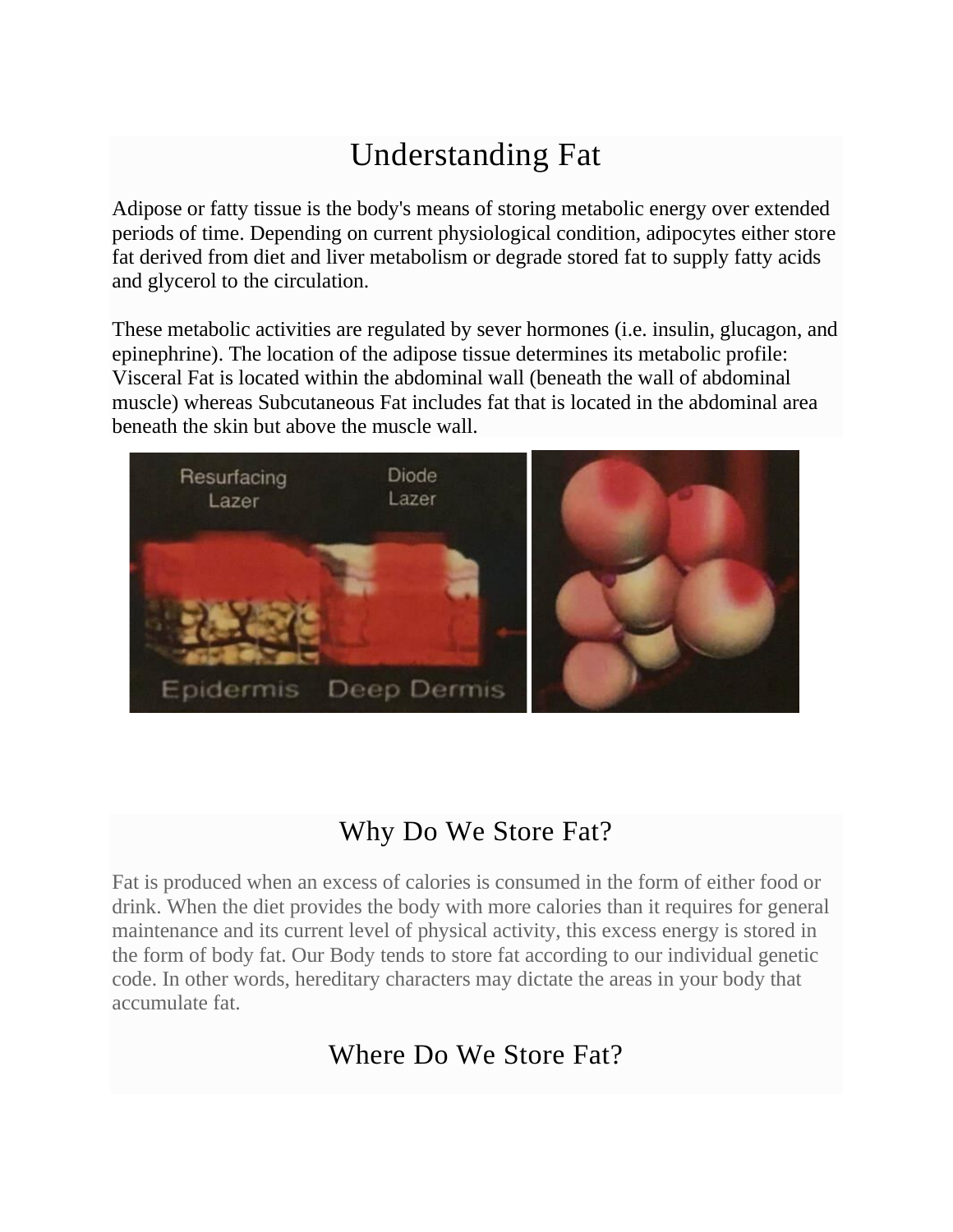# Understanding Fat

Adipose or fatty tissue is the body's means of storing metabolic energy over extended periods of time. Depending on current physiological condition, adipocytes either store fat derived from diet and liver metabolism or degrade stored fat to supply fatty acids and glycerol to the circulation.

These metabolic activities are regulated by sever hormones (i.e. insulin, glucagon, and epinephrine). The location of the adipose tissue determines its metabolic profile: Visceral Fat is located within the abdominal wall (beneath the wall of abdominal muscle) whereas Subcutaneous Fat includes fat that is located in the abdominal area beneath the skin but above the muscle wall.

## Why Do We Store Fat?

Fat is produced when an excess of calories is consumed in the form of either food or drink. When the diet provides the body with more calories than it requires for general maintenance and its current level of physical activity, this excess energy is stored in the form of body fat. Our Body tends to store fat according to our individual genetic code. In other words, hereditary characters may dictate the areas in your body that accumulate fat.

## Where Do We Store Fat?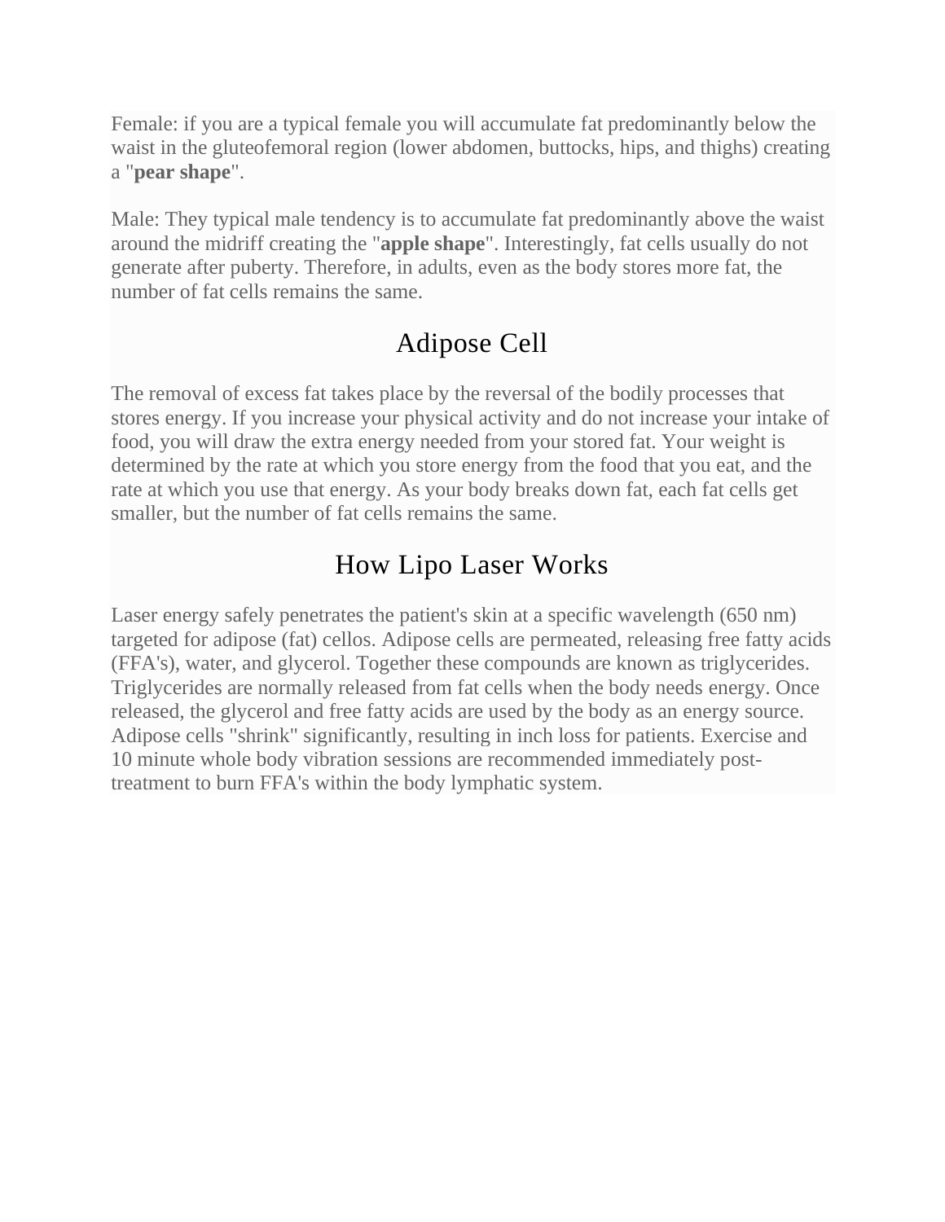Female: if you are a typical female you will accumulate fat predominantly below the waist in the gluteofemoral region (lower abdomen, buttocks, hips, and thighs) creating a "**pear shape**".

Male: They typical male tendency is to accumulate fat predominantly above the waist around the midriff creating the "**apple shape**". Interestingly, fat cells usually do not generate after puberty. Therefore, in adults, even as the body stores more fat, the number of fat cells remains the same.

## Adipose Cell

The removal of excess fat takes place by the reversal of the bodily processes that stores energy. If you increase your physical activity and do not increase your intake of food, you will draw the extra energy needed from your stored fat. Your weight is determined by the rate at which you store energy from the food that you eat, and the rate at which you use that energy. As your body breaks down fat, each fat cells get smaller, but the number of fat cells remains the same.

## How Lipo Laser Works

Laser energy safely penetrates the patient's skin at a specific wavelength (650 nm) targeted for adipose (fat) cellos. Adipose cells are permeated, releasing free fatty acids (FFA's), water, and glycerol. Together these compounds are known as triglycerides. Triglycerides are normally released from fat cells when the body needs energy. Once released, the glycerol and free fatty acids are used by the body as an energy source. Adipose cells "shrink" significantly, resulting in inch loss for patients. Exercise and 10 minute whole body vibration sessions are recommended immediately post-treatment to burn FFA's within the body lymphatic system.